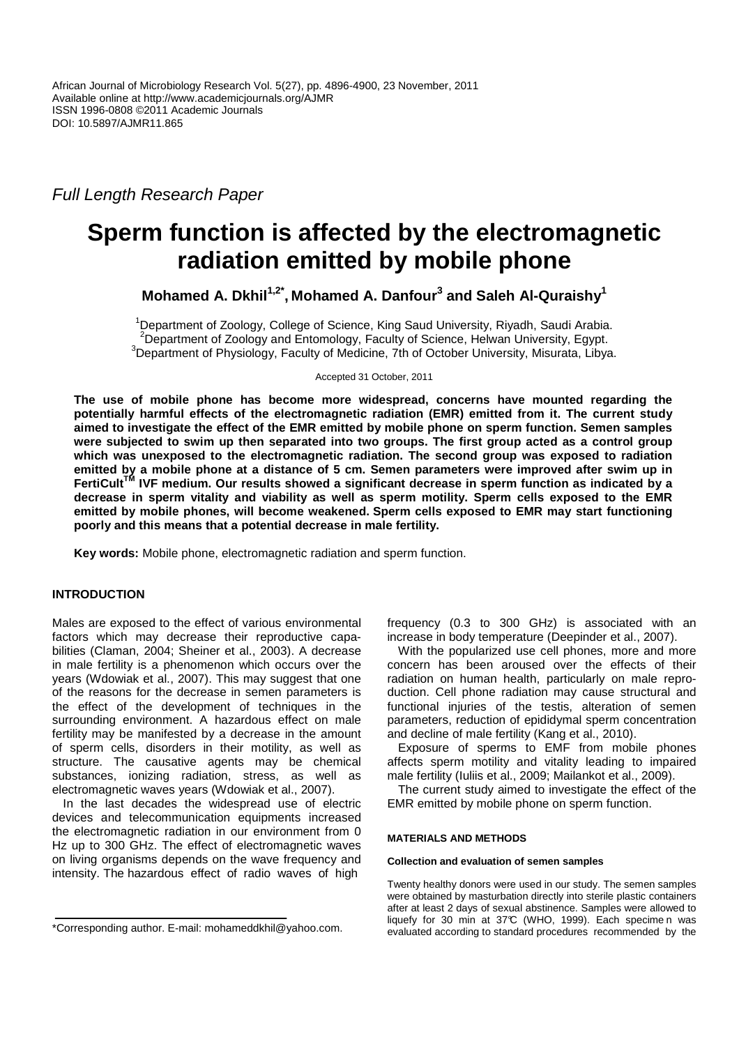African Journal of Microbiology Research Vol. 5(27), pp. 4896-4900, 23 November, 2011
Available online at http://www.academicjournals.org/AJMR
ISSN 1996-0808 ©2011 Academic Journals
DOI: 10.5897/AJMR11.865

*Full Length Research Paper*

# Sperm function is affected by the electromagnetic radiation emitted by mobile phone

**Mohamed A. Dkhil[1,2*], Mohamed A. Danfour[3] and Saleh Al-Quraishy[1]**

[1]Department of Zoology, College of Science, King Saud University, Riyadh, Saudi Arabia.
[2]Department of Zoology and Entomology, Faculty of Science, Helwan University, Egypt.
[3]Department of Physiology, Faculty of Medicine, 7th of October University, Misurata, Libya.

Accepted 31 October, 2011

**The use of mobile phone has become more widespread, concerns have mounted regarding the potentially harmful effects of the electromagnetic radiation (EMR) emitted from it. The current study aimed to investigate the effect of the EMR emitted by mobile phone on sperm function. Semen samples were subjected to swim up then separated into two groups. The first group acted as a control group which was unexposed to the electromagnetic radiation. The second group was exposed to radiation emitted by a mobile phone at a distance of 5 cm. Semen parameters were improved after swim up in FertiCult[TM] IVF medium. Our results showed a significant decrease in sperm function as indicated by a decrease in sperm vitality and viability as well as sperm motility. Sperm cells exposed to the EMR emitted by mobile phones, will become weakened. Sperm cells exposed to EMR may start functioning poorly and this means that a potential decrease in male fertility.**

**Key words:** Mobile phone, electromagnetic radiation and sperm function.

## INTRODUCTION

Males are exposed to the effect of various environmental factors which may decrease their reproductive capabilities (Claman, 2004; Sheiner et al., 2003). A decrease in male fertility is a phenomenon which occurs over the years (Wdowiak et al., 2007). This may suggest that one of the reasons for the decrease in semen parameters is the effect of the development of techniques in the surrounding environment. A hazardous effect on male fertility may be manifested by a decrease in the amount of sperm cells, disorders in their motility, as well as structure. The causative agents may be chemical substances, ionizing radiation, stress, as well as electromagnetic waves years (Wdowiak et al., 2007).

In the last decades the widespread use of electric devices and telecommunication equipments increased the electromagnetic radiation in our environment from 0 Hz up to 300 GHz. The effect of electromagnetic waves on living organisms depends on the wave frequency and intensity. The hazardous effect of radio waves of high frequency (0.3 to 300 GHz) is associated with an increase in body temperature (Deepinder et al., 2007).

With the popularized use cell phones, more and more concern has been aroused over the effects of their radiation on human health, particularly on male reproduction. Cell phone radiation may cause structural and functional injuries of the testis, alteration of semen parameters, reduction of epididymal sperm concentration and decline of male fertility (Kang et al., 2010).

Exposure of sperms to EMF from mobile phones affects sperm motility and vitality leading to impaired male fertility (Iuliis et al., 2009; Mailankot et al., 2009).

The current study aimed to investigate the effect of the EMR emitted by mobile phone on sperm function.

## MATERIALS AND METHODS

### Collection and evaluation of semen samples

Twenty healthy donors were used in our study. The semen samples were obtained by masturbation directly into sterile plastic containers after at least 2 days of sexual abstinence. Samples were allowed to liquefy for 30 min at 37°C (WHO, 1999). Each specimen was evaluated according to standard procedures recommended by the

\*Corresponding author. E-mail: mohameddkhil@yahoo.com.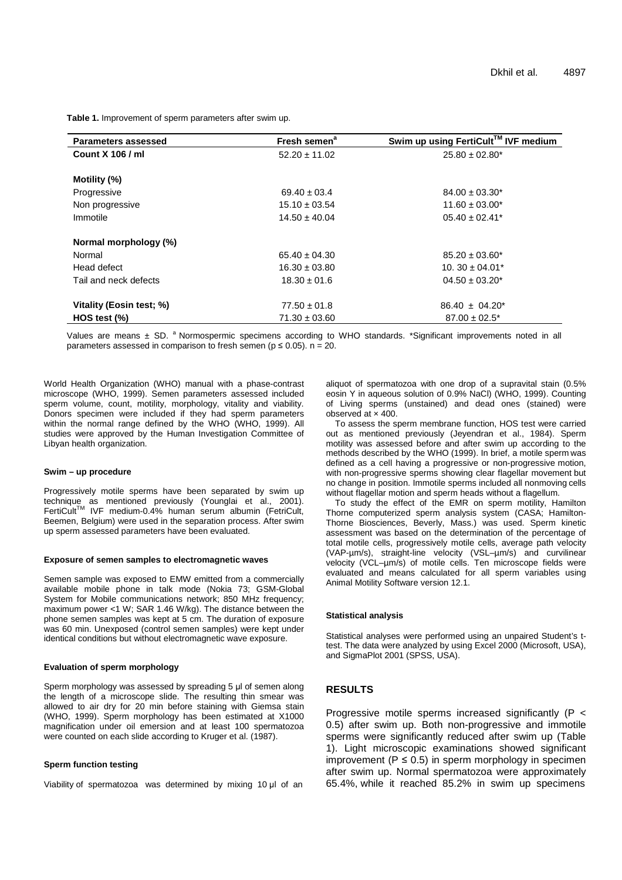**Table 1.** Improvement of sperm parameters after swim up.

| Parameters assessed | Fresh semen[a] | Swim up using FertiCult™ IVF medium |
|---|---|---|
| **Count X 106 / ml** | 52.20 ± 11.02 | 25.80 ± 02.80* |
| **Motility (%)** | | |
| Progressive | 69.40 ± 03.4 | 84.00 ± 03.30* |
| Non progressive | 15.10 ± 03.54 | 11.60 ± 03.00* |
| Immotile | 14.50 ± 40.04 | 05.40 ± 02.41* |
| **Normal morphology (%)** | | |
| Normal | 65.40 ± 04.30 | 85.20 ± 03.60* |
| Head defect | 16.30 ± 03.80 | 10. 30 ± 04.01* |
| Tail and neck defects | 18.30 ± 01.6 | 04.50 ± 03.20* |
| **Vitality (Eosin test; %)** | 77.50 ± 01.8 | 86.40 ± 04.20* |
| **HOS test (%)** | 71.30 ± 03.60 | 87.00 ± 02.5* |

Values are means ± SD. [a] Normospermic specimens according to WHO standards. *Significant improvements noted in all parameters assessed in comparison to fresh semen ($p \leq 0.05$). n = 20.

World Health Organization (WHO) manual with a phase-contrast microscope (WHO, 1999). Semen parameters assessed included sperm volume, count, motility, morphology, vitality and viability. Donors specimen were included if they had sperm parameters within the normal range defined by the WHO (WHO, 1999). All studies were approved by the Human Investigation Committee of Libyan health organization.

#### Swim – up procedure

Progressively motile sperms have been separated by swim up technique as mentioned previously (Younglai et al., 2001). FertiCult™ IVF medium-0.4% human serum albumin (FetriCult, Beemen, Belgium) were used in the separation process. After swim up sperm assessed parameters have been evaluated.

#### Exposure of semen samples to electromagnetic waves

Semen sample was exposed to EMW emitted from a commercially available mobile phone in talk mode (Nokia 73; GSM-Global System for Mobile communications network; 850 MHz frequency; maximum power <1 W; SAR 1.46 W/kg). The distance between the phone semen samples was kept at 5 cm. The duration of exposure was 60 min. Unexposed (control semen samples) were kept under identical conditions but without electromagnetic wave exposure.

#### Evaluation of sperm morphology

Sperm morphology was assessed by spreading 5 µl of semen along the length of a microscope slide. The resulting thin smear was allowed to air dry for 20 min before staining with Giemsa stain (WHO, 1999). Sperm morphology has been estimated at X1000 magnification under oil emersion and at least 100 spermatozoa were counted on each slide according to Kruger et al. (1987).

#### Sperm function testing

Viability of spermatozoa was determined by mixing 10 µl of an aliquot of spermatozoa with one drop of a supravital stain (0.5% eosin Y in aqueous solution of 0.9% NaCl) (WHO, 1999). Counting of Living sperms (unstained) and dead ones (stained) were observed at × 400.

To assess the sperm membrane function, HOS test were carried out as mentioned previously (Jeyendran et al., 1984). Sperm motility was assessed before and after swim up according to the methods described by the WHO (1999). In brief, a motile sperm was defined as a cell having a progressive or non-progressive motion, with non-progressive sperms showing clear flagellar movement but no change in position. Immotile sperms included all nonmoving cells without flagellar motion and sperm heads without a flagellum.

To study the effect of the EMR on sperm motility, Hamilton Thorne computerized sperm analysis system (CASA; Hamilton-Thorne Biosciences, Beverly, Mass.) was used. Sperm kinetic assessment was based on the determination of the percentage of total motile cells, progressively motile cells, average path velocity (VAP-µm/s), straight-line velocity (VSL–µm/s) and curvilinear velocity (VCL–µm/s) of motile cells. Ten microscope fields were evaluated and means calculated for all sperm variables using Animal Motility Software version 12.1.

#### Statistical analysis

Statistical analyses were performed using an unpaired Student's t-test. The data were analyzed by using Excel 2000 (Microsoft, USA), and SigmaPlot 2001 (SPSS, USA).

## RESULTS

Progressive motile sperms increased significantly ($P < 0.5$) after swim up. Both non-progressive and immotile sperms were significantly reduced after swim up (Table 1). Light microscopic examinations showed significant improvement ($P \leq 0.5$) in sperm morphology in specimen after swim up. Normal spermatozoa were approximately 65.4%, while it reached 85.2% in swim up specimens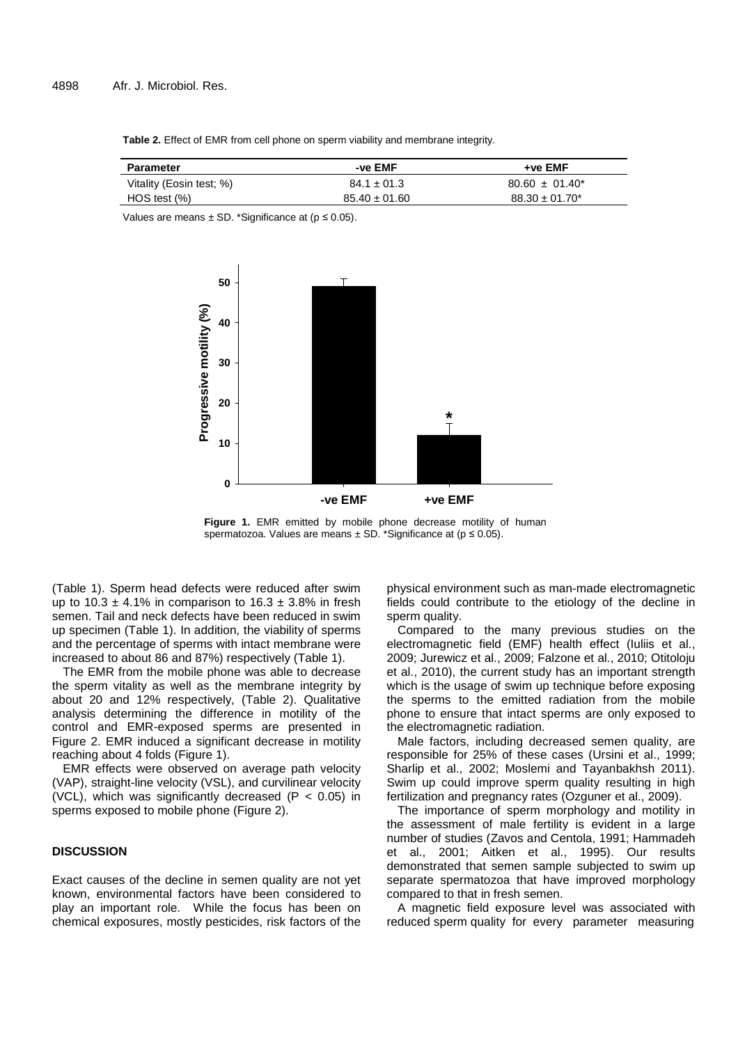**Table 2.** Effect of EMR from cell phone on sperm viability and membrane integrity.

| Parameter | -ve EMF | +ve EMF |
|---|---|---|
| Vitality (Eosin test; %) | 84.1 ± 01.3 | 80.60 ± 01.40* |
| HOS test (%) | 85.40 ± 01.60 | 88.30 ± 01.70* |

Values are means ± SD. *Significance at (p ≤ 0.05).

**Figure 1.** EMR emitted by mobile phone decrease motility of human spermatozoa. Values are means ± SD. *Significance at (p ≤ 0.05).

(Table 1). Sperm head defects were reduced after swim up to 10.3 ± 4.1% in comparison to 16.3 ± 3.8% in fresh semen. Tail and neck defects have been reduced in swim up specimen (Table 1). In addition, the viability of sperms and the percentage of sperms with intact membrane were increased to about 86 and 87%) respectively (Table 1).

The EMR from the mobile phone was able to decrease the sperm vitality as well as the membrane integrity by about 20 and 12% respectively, (Table 2). Qualitative analysis determining the difference in motility of the control and EMR-exposed sperms are presented in Figure 2. EMR induced a significant decrease in motility reaching about 4 folds (Figure 1).

EMR effects were observed on average path velocity (VAP), straight-line velocity (VSL), and curvilinear velocity (VCL), which was significantly decreased ($P < 0.05$) in sperms exposed to mobile phone (Figure 2).

## DISCUSSION

Exact causes of the decline in semen quality are not yet known, environmental factors have been considered to play an important role. While the focus has been on chemical exposures, mostly pesticides, risk factors of the physical environment such as man-made electromagnetic fields could contribute to the etiology of the decline in sperm quality.

Compared to the many previous studies on the electromagnetic field (EMF) health effect (Iuliis et al., 2009; Jurewicz et al., 2009; Falzone et al., 2010; Otitoloju et al., 2010), the current study has an important strength which is the usage of swim up technique before exposing the sperms to the emitted radiation from the mobile phone to ensure that intact sperms are only exposed to the electromagnetic radiation.

Male factors, including decreased semen quality, are responsible for 25% of these cases (Ursini et al., 1999; Sharlip et al., 2002; Moslemi and Tayanbakhsh 2011). Swim up could improve sperm quality resulting in high fertilization and pregnancy rates (Ozguner et al., 2009).

The importance of sperm morphology and motility in the assessment of male fertility is evident in a large number of studies (Zavos and Centola, 1991; Hammadeh et al., 2001; Aitken et al., 1995). Our results demonstrated that semen sample subjected to swim up separate spermatozoa that have improved morphology compared to that in fresh semen.

A magnetic field exposure level was associated with reduced sperm quality for every parameter measuring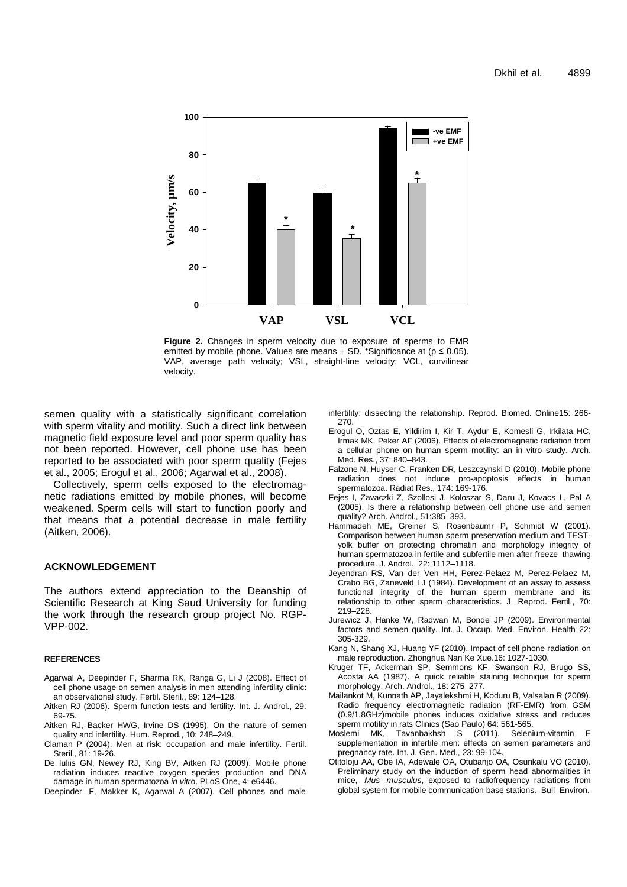**Figure 2.** Changes in sperm velocity due to exposure of sperms to EMR emitted by mobile phone. Values are means ± SD. *Significance at (p ≤ 0.05). VAP, average path velocity; VSL, straight-line velocity; VCL, curvilinear velocity.

semen quality with a statistically significant correlation with sperm vitality and motility. Such a direct link between magnetic field exposure level and poor sperm quality has not been reported. However, cell phone use has been reported to be associated with poor sperm quality (Fejes et al., 2005; Erogul et al., 2006; Agarwal et al., 2008).

Collectively, sperm cells exposed to the electromagnetic radiations emitted by mobile phones, will become weakened. Sperm cells will start to function poorly and that means that a potential decrease in male fertility (Aitken, 2006).

## ACKNOWLEDGEMENT

The authors extend appreciation to the Deanship of Scientific Research at King Saud University for funding the work through the research group project No. RGP-VPP-002.

## REFERENCES

Agarwal A, Deepinder F, Sharma RK, Ranga G, Li J (2008). Effect of cell phone usage on semen analysis in men attending infertility clinic: an observational study. Fertil. Steril., 89: 124–128.

Aitken RJ (2006). Sperm function tests and fertility. Int. J. Androl., 29: 69-75.

Aitken RJ, Backer HWG, Irvine DS (1995). On the nature of semen quality and infertility. Hum. Reprod., 10: 248–249.

Claman P (2004). Men at risk: occupation and male infertility. Fertil. Steril., 81: 19-26.

De Iuliis GN, Newey RJ, King BV, Aitken RJ (2009). Mobile phone radiation induces reactive oxygen species production and DNA damage in human spermatozoa *in vitro*. PLoS One, 4: e6446.

Deepinder F, Makker K, Agarwal A (2007). Cell phones and male infertility: dissecting the relationship. Reprod. Biomed. Online15: 266-270.

Erogul O, Oztas E, Yildirim I, Kir T, Aydur E, Komesli G, Irkilata HC, Irmak MK, Peker AF (2006). Effects of electromagnetic radiation from a cellular phone on human sperm motility: an in vitro study. Arch. Med. Res., 37: 840–843.

Falzone N, Huyser C, Franken DR, Leszczynski D (2010). Mobile phone radiation does not induce pro-apoptosis effects in human spermatozoa. Radiat Res., 174: 169-176.

Fejes I, Zavaczki Z, Szollosi J, Koloszar S, Daru J, Kovacs L, Pal A (2005). Is there a relationship between cell phone use and semen quality? Arch. Androl., 51:385–393.

Hammadeh ME, Greiner S, Rosenbaumr P, Schmidt W (2001). Comparison between human sperm preservation medium and TEST-yolk buffer on protecting chromatin and morphology integrity of human spermatozoa in fertile and subfertile men after freeze–thawing procedure. J. Androl., 22: 1112–1118.

Jeyendran RS, Van der Ven HH, Perez-Pelaez M, Perez-Pelaez M, Crabo BG, Zaneveld LJ (1984). Development of an assay to assess functional integrity of the human sperm membrane and its relationship to other sperm characteristics. J. Reprod. Fertil., 70: 219–228.

Jurewicz J, Hanke W, Radwan M, Bonde JP (2009). Environmental factors and semen quality. Int. J. Occup. Med. Environ. Health 22: 305-329.

Kang N, Shang XJ, Huang YF (2010). Impact of cell phone radiation on male reproduction. Zhonghua Nan Ke Xue.16: 1027-1030.

Kruger TF, Ackerman SP, Semmons KF, Swanson RJ, Brugo SS, Acosta AA (1987). A quick reliable staining technique for sperm morphology. Arch. Androl., 18: 275–277.

Mailankot M, Kunnath AP, Jayalekshmi H, Koduru B, Valsalan R (2009). Radio frequency electromagnetic radiation (RF-EMR) from GSM (0.9/1.8GHz)mobile phones induces oxidative stress and reduces sperm motility in rats Clinics (Sao Paulo) 64: 561-565.

Moslemi MK, Tavanbakhsh S (2011). Selenium-vitamin E supplementation in infertile men: effects on semen parameters and pregnancy rate. Int. J. Gen. Med., 23: 99-104.

Otitoloju AA, Obe IA, Adewale OA, Otubanjo OA, Osunkalu VO (2010). Preliminary study on the induction of sperm head abnormalities in mice, *Mus musculus*, exposed to radiofrequency radiations from global system for mobile communication base stations. Bull Environ.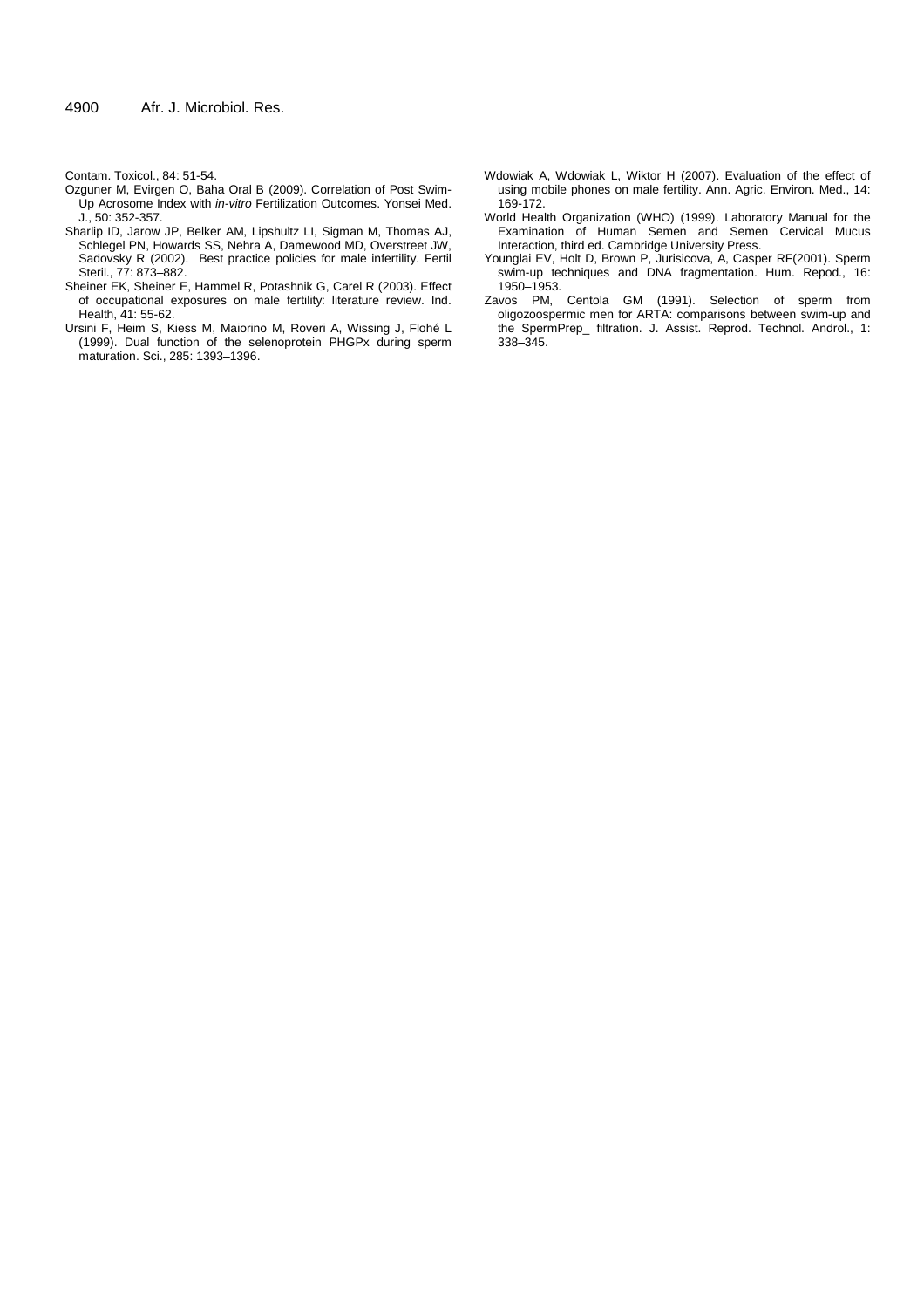Contam. Toxicol., 84: 51-54.

Ozguner M, Evirgen O, Baha Oral B (2009). Correlation of Post Swim-Up Acrosome Index with *in-vitro* Fertilization Outcomes. Yonsei Med. J., 50: 352-357.

Sharlip ID, Jarow JP, Belker AM, Lipshultz LI, Sigman M, Thomas AJ, Schlegel PN, Howards SS, Nehra A, Damewood MD, Overstreet JW, Sadovsky R (2002). Best practice policies for male infertility. Fertil Steril., 77: 873–882.

Sheiner EK, Sheiner E, Hammel R, Potashnik G, Carel R (2003). Effect of occupational exposures on male fertility: literature review. Ind. Health, 41: 55-62.

Ursini F, Heim S, Kiess M, Maiorino M, Roveri A, Wissing J, Flohé L (1999). Dual function of the selenoprotein PHGPx during sperm maturation. Sci., 285: 1393–1396.

Wdowiak A, Wdowiak L, Wiktor H (2007). Evaluation of the effect of using mobile phones on male fertility. Ann. Agric. Environ. Med., 14: 169-172.

World Health Organization (WHO) (1999). Laboratory Manual for the Examination of Human Semen and Semen Cervical Mucus Interaction, third ed. Cambridge University Press.

Younglai EV, Holt D, Brown P, Jurisicova, A, Casper RF(2001). Sperm swim-up techniques and DNA fragmentation. Hum. Repod., 16: 1950–1953.

Zavos PM, Centola GM (1991). Selection of sperm from oligozoospermic men for ARTA: comparisons between swim-up and the SpermPrep_ filtration. J. Assist. Reprod. Technol. Androl., 1: 338–345.